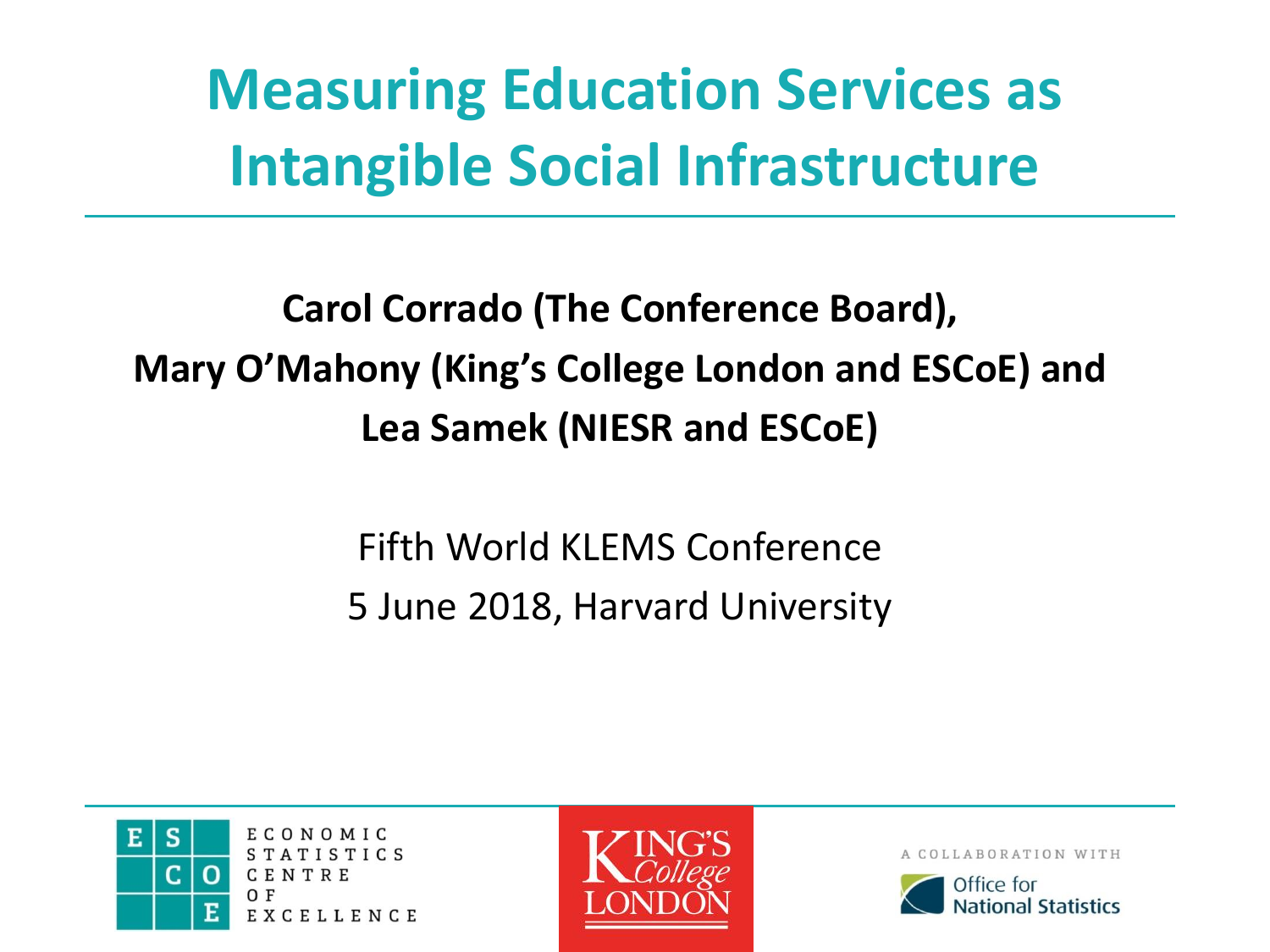# Measuring Education Services as Intangible Social Infrastructure

**Carol Corrado (The Conference Board),**
**Mary O'Mahony (King's College London and ESCoE) and**
**Lea Samek (NIESR and ESCoE)**

Fifth World KLEMS Conference
5 June 2018, Harvard University

ECONOMIC STATISTICS CENTRE OF EXCELLENCE

KING'S College LONDON

A COLLABORATION WITH Office for National Statistics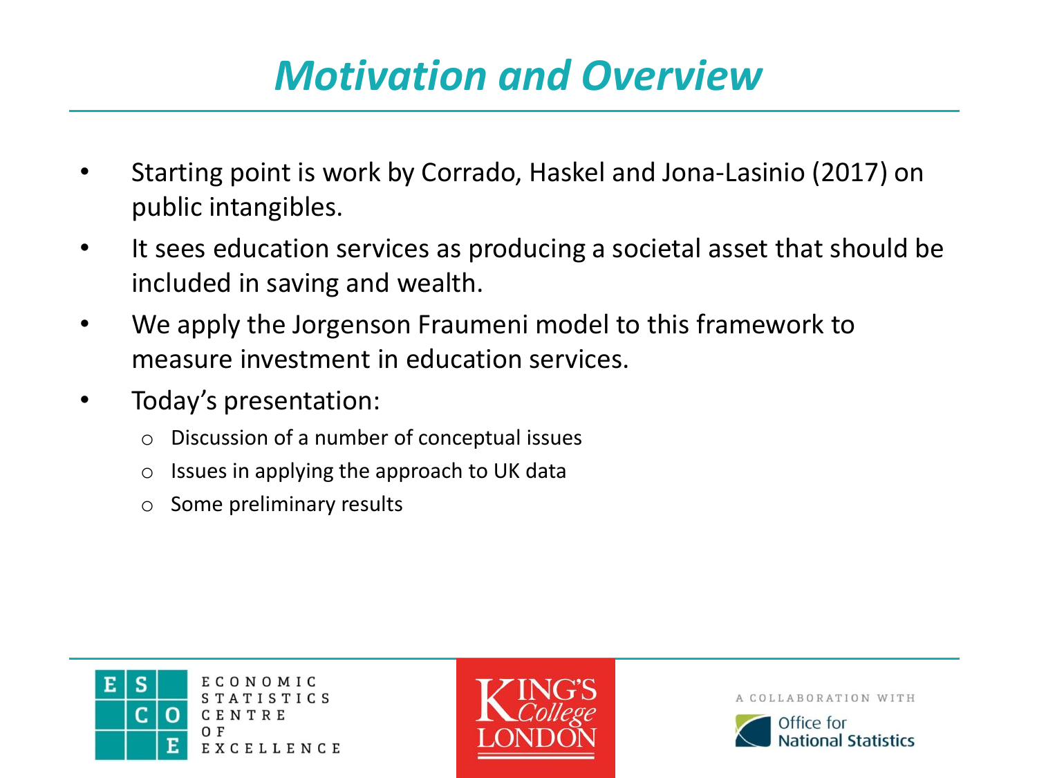# *Motivation and Overview*

- Starting point is work by Corrado, Haskel and Jona-Lasinio (2017) on public intangibles.
- It sees education services as producing a societal asset that should be included in saving and wealth.
- We apply the Jorgenson Fraumeni model to this framework to measure investment in education services.
- Today's presentation:
  - Discussion of a number of conceptual issues
  - Issues in applying the approach to UK data
  - Some preliminary results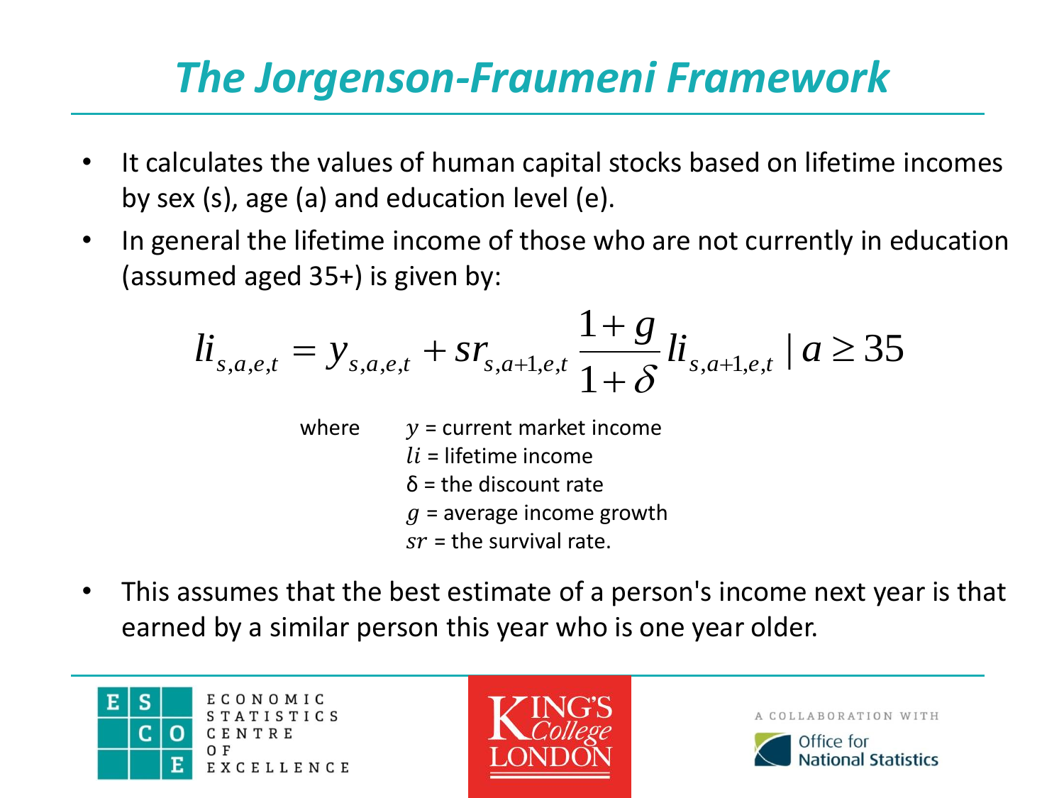# The Jorgenson-Fraumeni Framework

- It calculates the values of human capital stocks based on lifetime incomes by sex (s), age (a) and education level (e).
- In general the lifetime income of those who are not currently in education (assumed aged 35+) is given by:

$$li_{s,a,e,t} = y_{s,a,e,t} + sr_{s,a+1,e,t} \frac{1+g}{1+\delta} li_{s,a+1,e,t} \mid a \geq 35$$

where
- $y$ = current market income
- $li$ = lifetime income
- $\delta$ = the discount rate
- $g$ = average income growth
- $sr$ = the survival rate.

- This assumes that the best estimate of a person's income next year is that earned by a similar person this year who is one year older.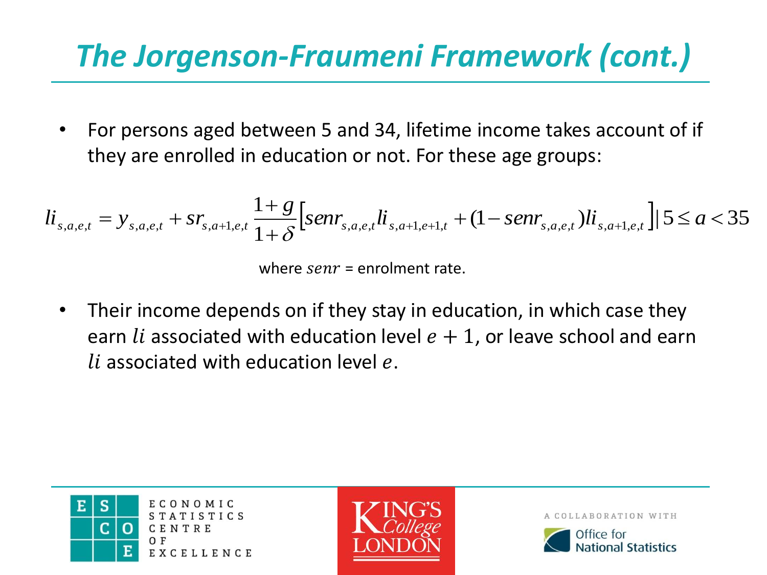# The Jorgenson-Fraumeni Framework (cont.)

- For persons aged between 5 and 34, lifetime income takes account of if they are enrolled in education or not. For these age groups:

$$li_{s,a,e,t} = y_{s,a,e,t} + sr_{s,a+1,e,t} \frac{1+g}{1+\delta} \left[ senr_{s,a,e,t} li_{s,a+1,e+1,t} + (1 - senr_{s,a,e,t}) li_{s,a+1,e,t} \right] | \, 5 \le a < 35$$

where $senr$ = enrolment rate.

- Their income depends on if they stay in education, in which case they earn $li$ associated with education level $e + 1$, or leave school and earn $li$ associated with education level $e$.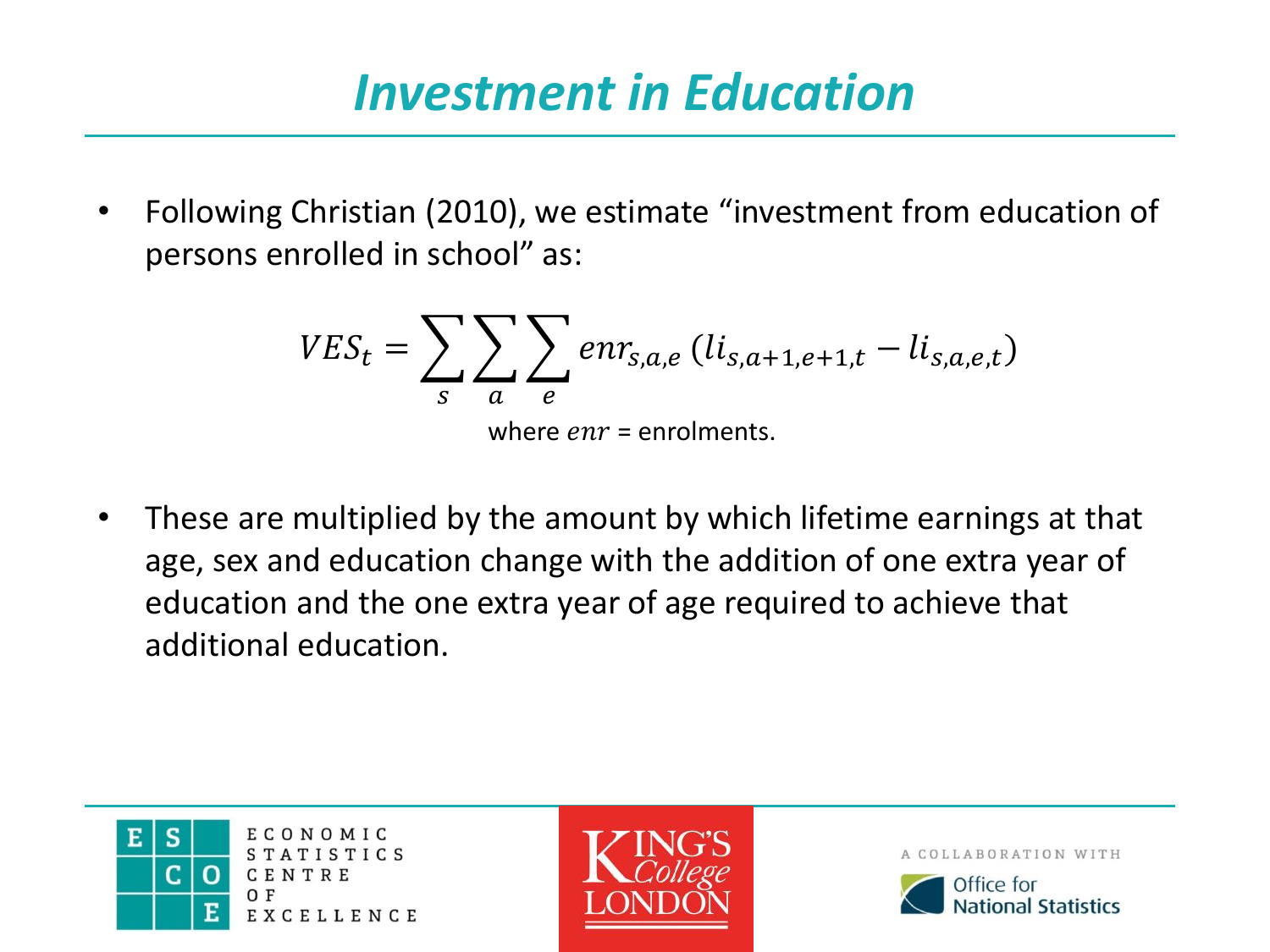# Investment in Education

- Following Christian (2010), we estimate "investment from education of persons enrolled in school" as:

$$VES_t = \sum_s \sum_a \sum_e enr_{s,a,e} \left( li_{s,a+1,e+1,t} - li_{s,a,e,t} \right)$$

where $enr$ = enrolments.

- These are multiplied by the amount by which lifetime earnings at that age, sex and education change with the addition of one extra year of education and the one extra year of age required to achieve that additional education.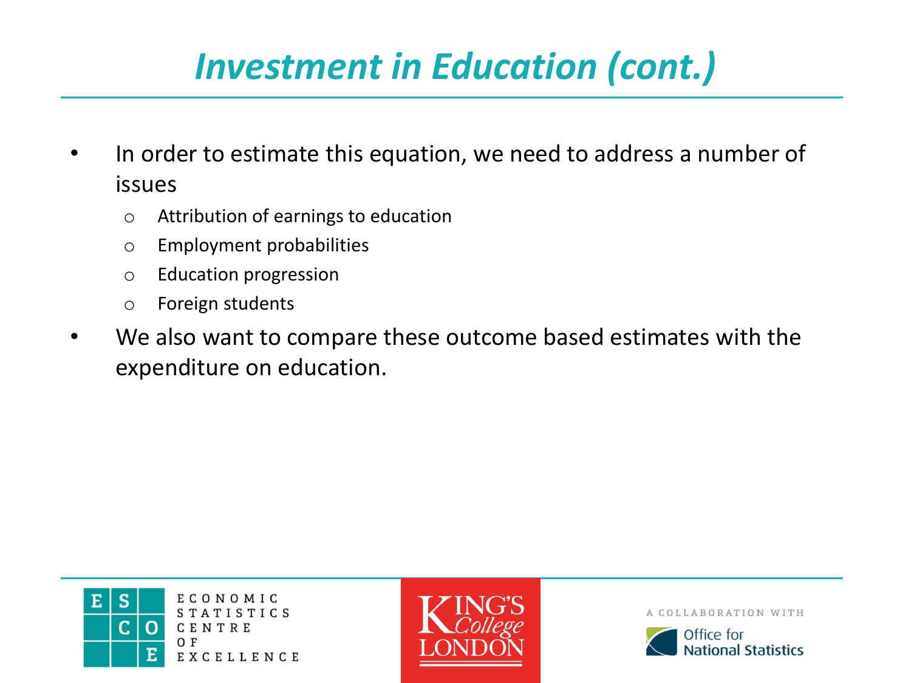# Investment in Education (cont.)

- In order to estimate this equation, we need to address a number of issues
  - Attribution of earnings to education
  - Employment probabilities
  - Education progression
  - Foreign students
- We also want to compare these outcome based estimates with the expenditure on education.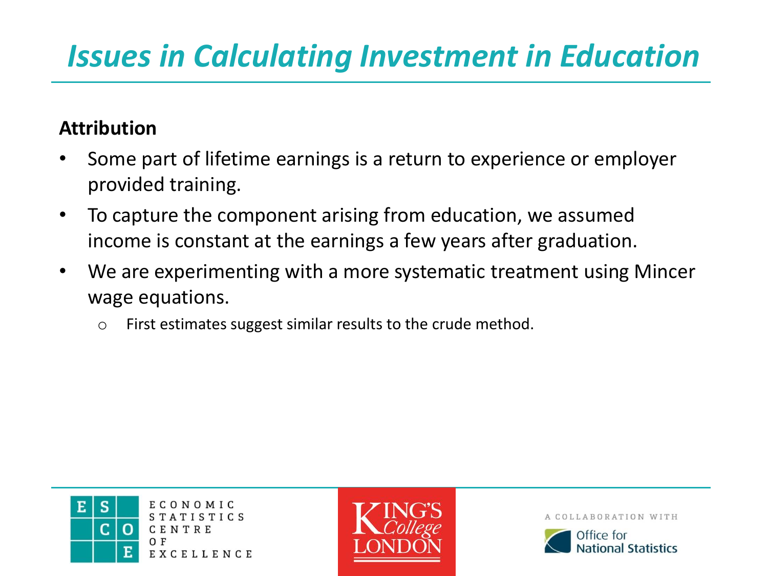# Issues in Calculating Investment in Education

**Attribution**

- Some part of lifetime earnings is a return to experience or employer provided training.
- To capture the component arising from education, we assumed income is constant at the earnings a few years after graduation.
- We are experimenting with a more systematic treatment using Mincer wage equations.
  - First estimates suggest similar results to the crude method.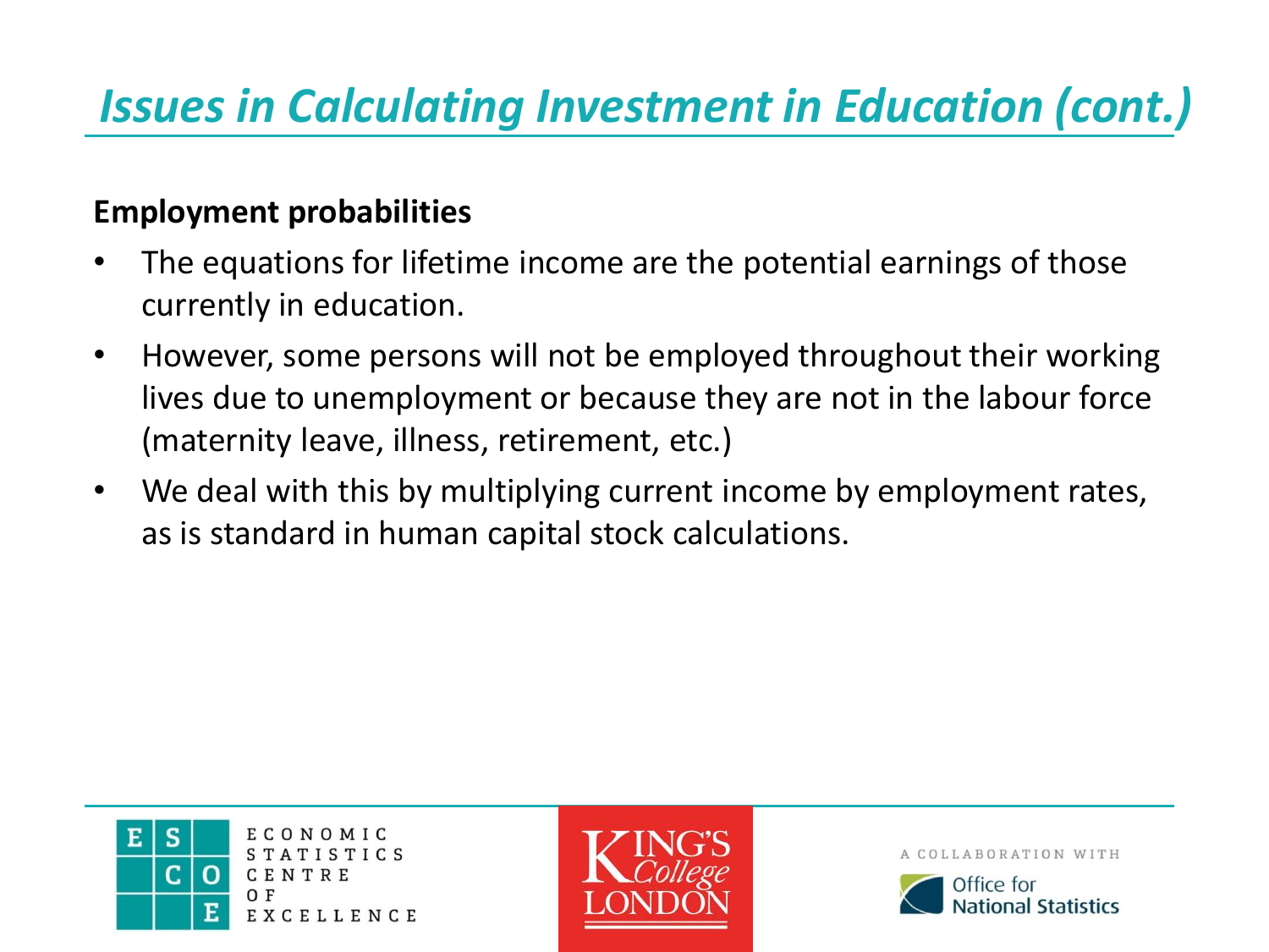# *Issues in Calculating Investment in Education (cont.)*

**Employment probabilities**

- The equations for lifetime income are the potential earnings of those currently in education.
- However, some persons will not be employed throughout their working lives due to unemployment or because they are not in the labour force (maternity leave, illness, retirement, etc.)
- We deal with this by multiplying current income by employment rates, as is standard in human capital stock calculations.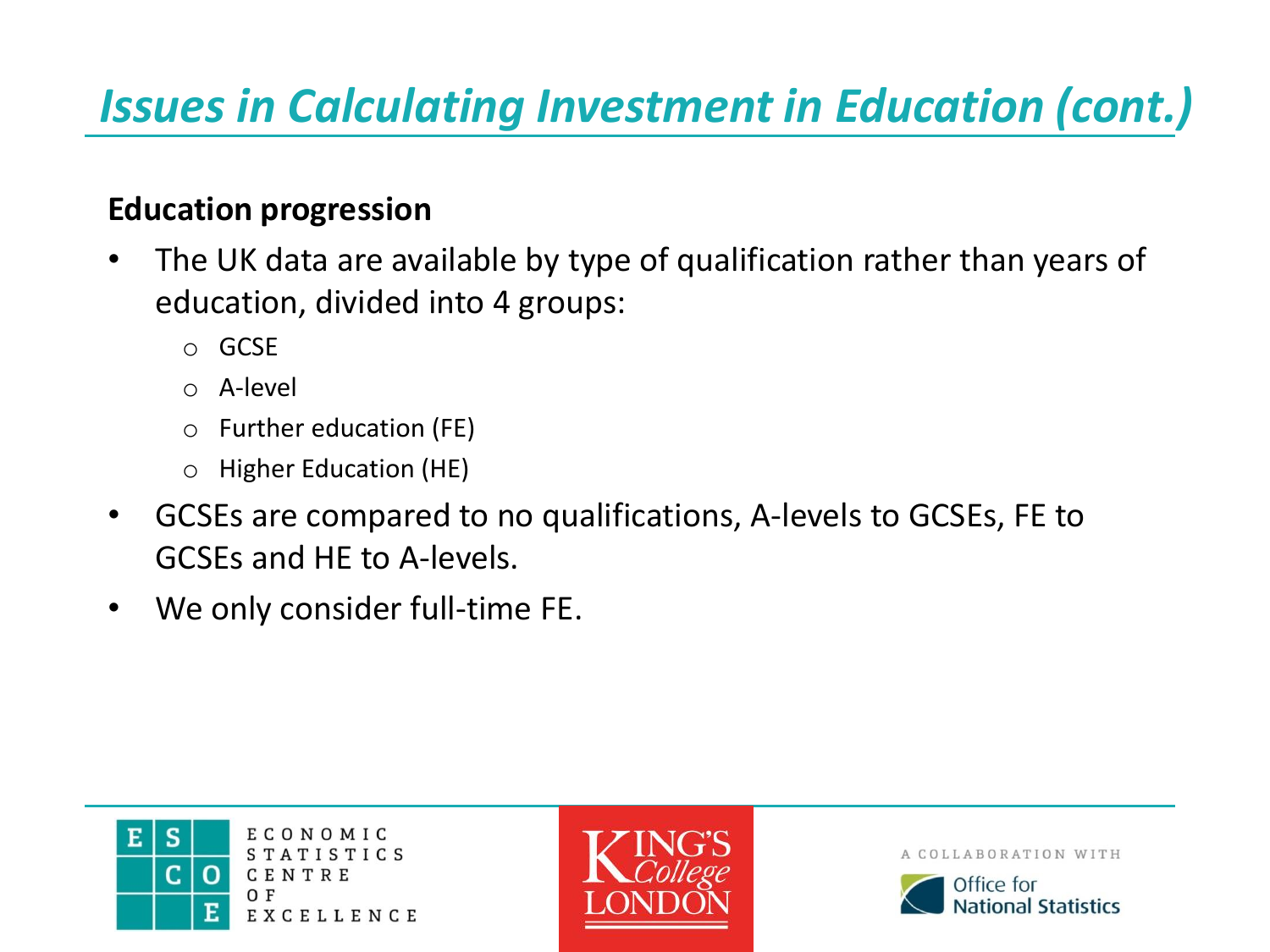# *Issues in Calculating Investment in Education (cont.)*

**Education progression**

- The UK data are available by type of qualification rather than years of education, divided into 4 groups:
  - GCSE
  - A-level
  - Further education (FE)
  - Higher Education (HE)
- GCSEs are compared to no qualifications, A-levels to GCSEs, FE to GCSEs and HE to A-levels.
- We only consider full-time FE.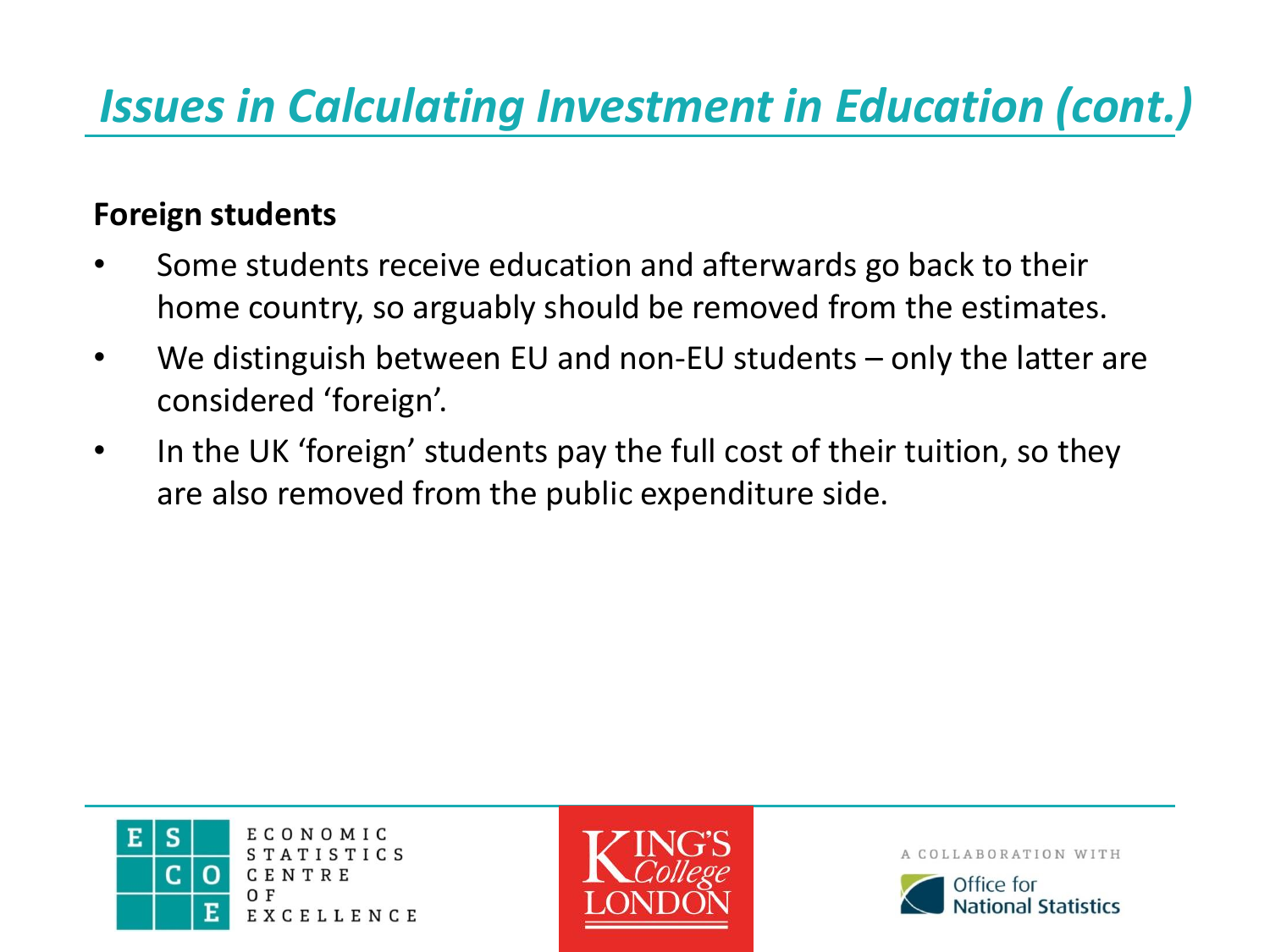# *Issues in Calculating Investment in Education (cont.)*

**Foreign students**

- Some students receive education and afterwards go back to their home country, so arguably should be removed from the estimates.
- We distinguish between EU and non-EU students – only the latter are considered 'foreign'.
- In the UK 'foreign' students pay the full cost of their tuition, so they are also removed from the public expenditure side.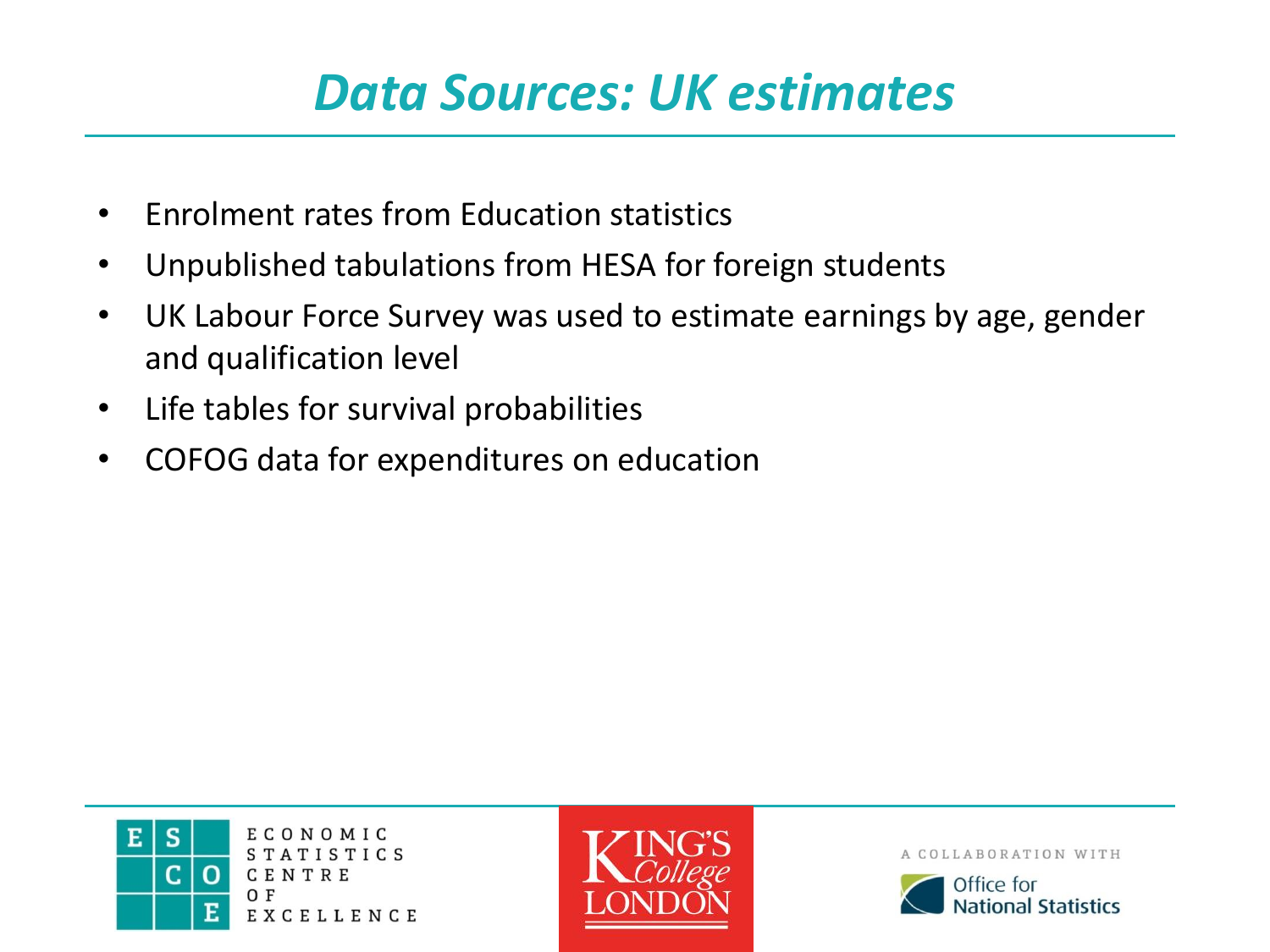# Data Sources: UK estimates

- Enrolment rates from Education statistics
- Unpublished tabulations from HESA for foreign students
- UK Labour Force Survey was used to estimate earnings by age, gender and qualification level
- Life tables for survival probabilities
- COFOG data for expenditures on education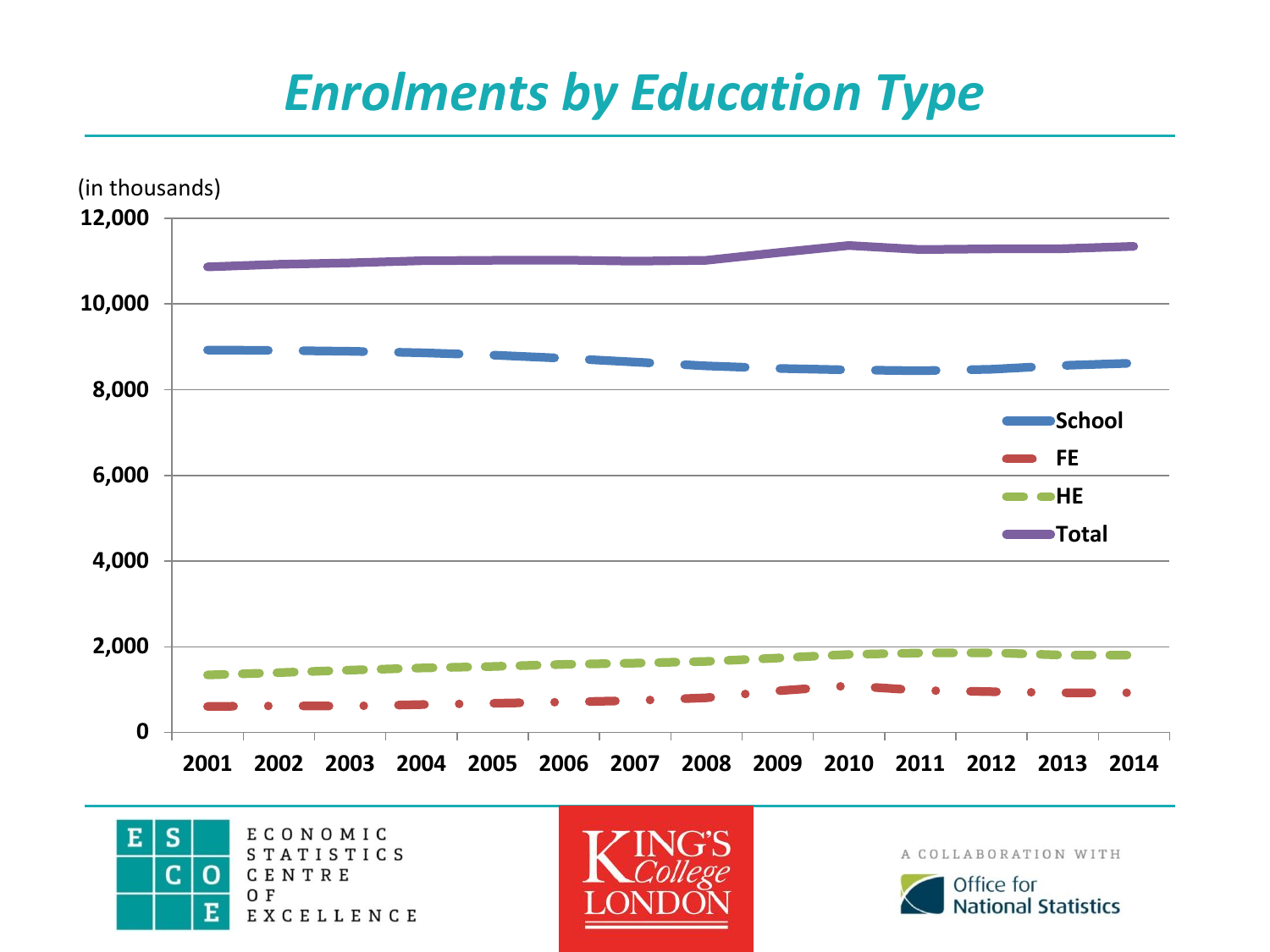# Enrolments by Education Type

(in thousands)

12,000
10,000
8,000
6,000
4,000
2,000
0

2001 2002 2003 2004 2005 2006 2007 2008 2009 2010 2011 2012 2013 2014

School
FE
HE
Total

ECONOMIC STATISTICS CENTRE OF EXCELLENCE

KING'S College LONDON

A COLLABORATION WITH Office for National Statistics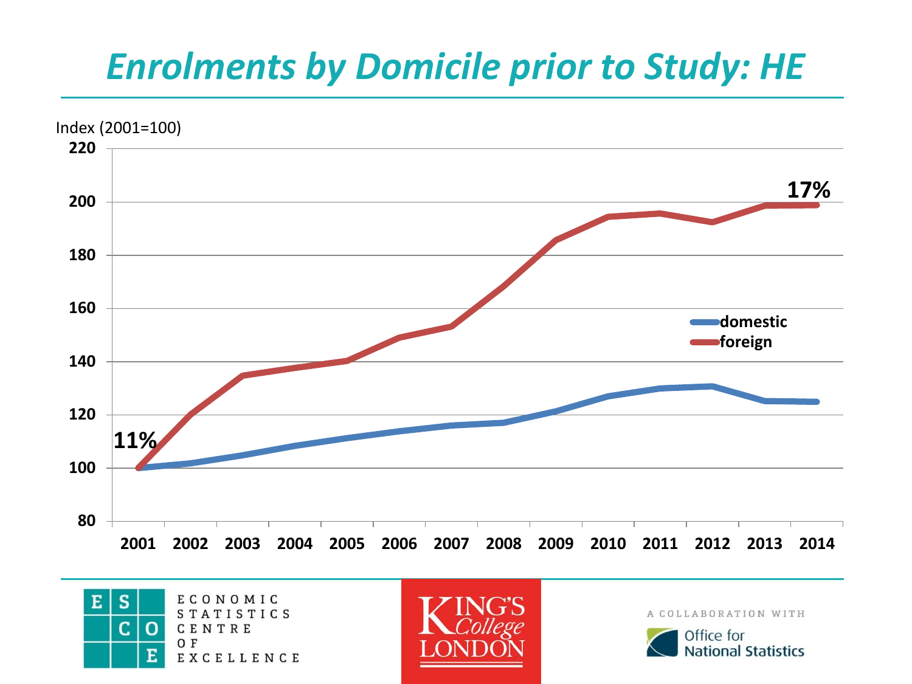# Enrolments by Domicile prior to Study: HE

Index (2001=100)

220
200
180
160
140
120
100
80

2001 2002 2003 2004 2005 2006 2007 2008 2009 2010 2011 2012 2013 2014

11%

17%

domestic
foreign

ECONOMIC STATISTICS CENTRE OF EXCELLENCE

KING'S College LONDON

A COLLABORATION WITH Office for National Statistics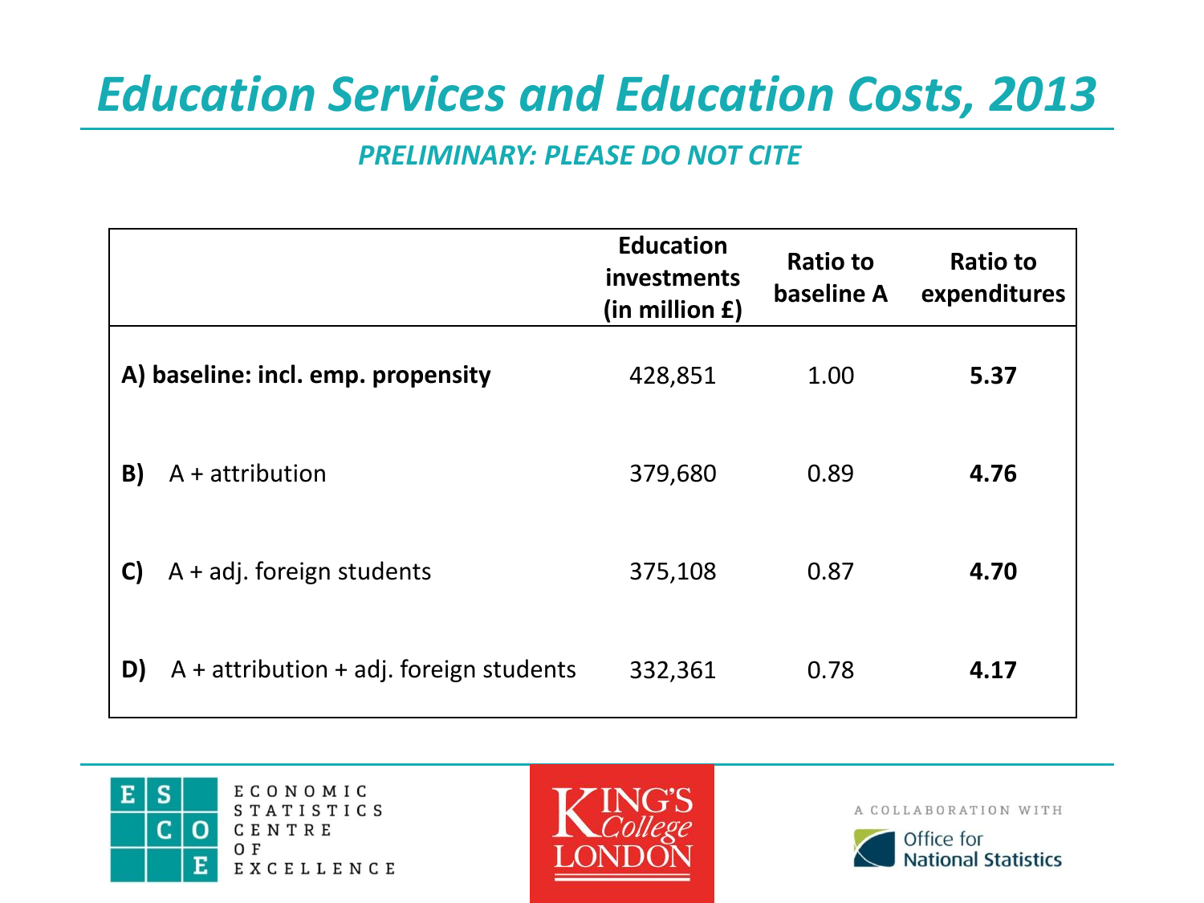# Education Services and Education Costs, 2013

*PRELIMINARY: PLEASE DO NOT CITE*

| | Education investments (in million £) | Ratio to baseline A | Ratio to expenditures |
|---|---|---|---|
| **A) baseline: incl. emp. propensity** | 428,851 | 1.00 | **5.37** |
| **B)** A + attribution | 379,680 | 0.89 | **4.76** |
| **C)** A + adj. foreign students | 375,108 | 0.87 | **4.70** |
| **D)** A + attribution + adj. foreign students | 332,361 | 0.78 | **4.17** |

ECONOMIC STATISTICS CENTRE OF EXCELLENCE

KING'S College LONDON

A COLLABORATION WITH Office for National Statistics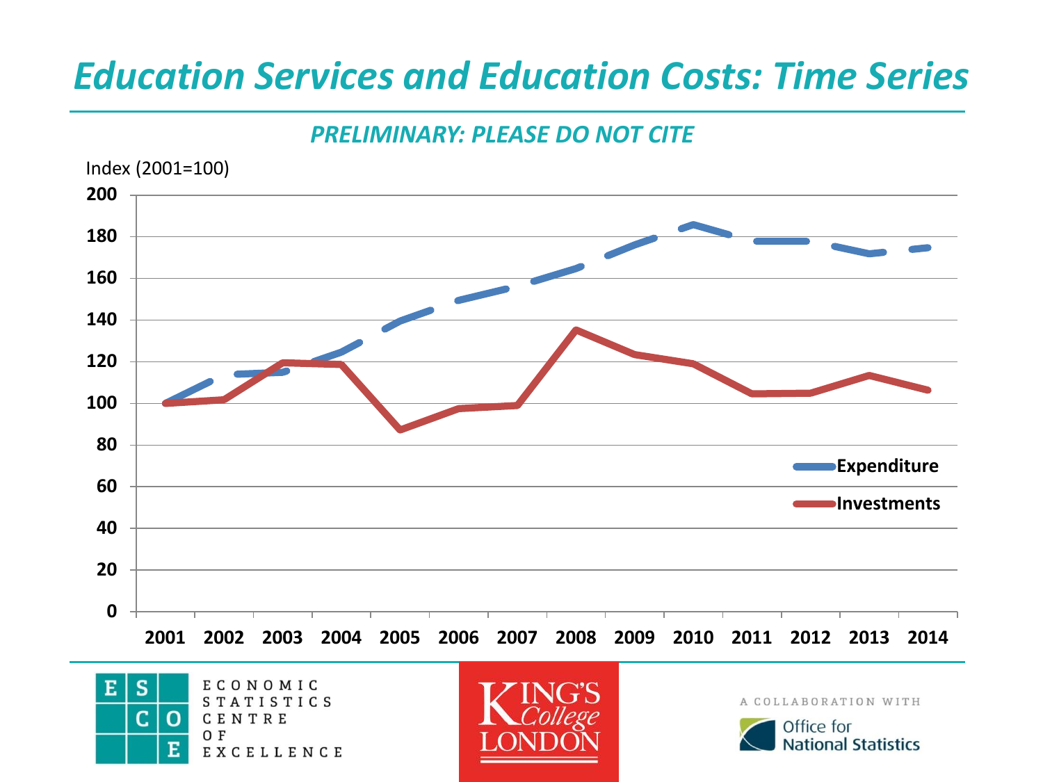# Education Services and Education Costs: Time Series

*PRELIMINARY: PLEASE DO NOT CITE*

Index (2001=100)

200
180
160
140
120
100
80
60
40
20
0

2001 2002 2003 2004 2005 2006 2007 2008 2009 2010 2011 2012 2013 2014

**Expenditure**
**Investments**

ECONOMIC STATISTICS CENTRE OF EXCELLENCE

KING'S College LONDON

A COLLABORATION WITH

Office for National Statistics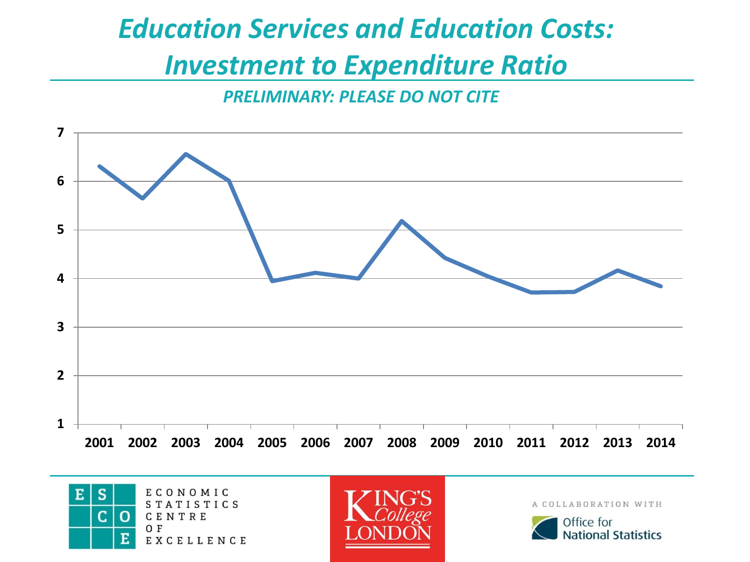# *Education Services and Education Costs: Investment to Expenditure Ratio*

***PRELIMINARY: PLEASE DO NOT CITE***

ECONOMIC STATISTICS CENTRE OF EXCELLENCE

KING'S College LONDON

A COLLABORATION WITH Office for National Statistics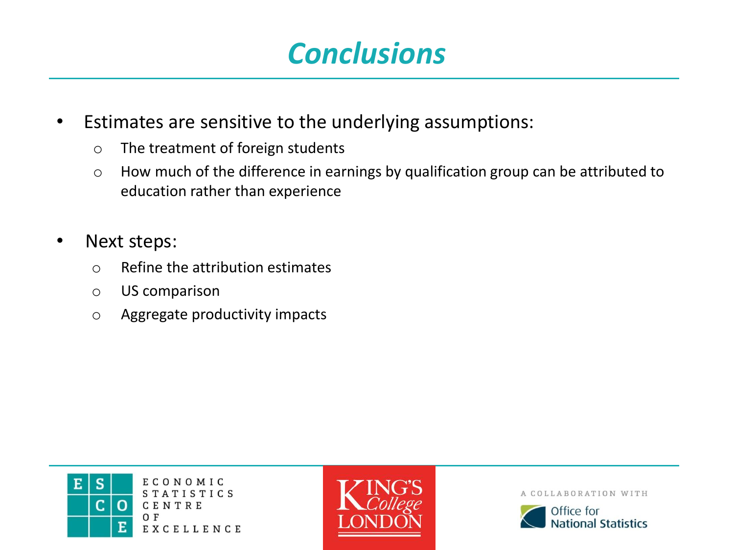# Conclusions

- Estimates are sensitive to the underlying assumptions:
  - The treatment of foreign students
  - How much of the difference in earnings by qualification group can be attributed to education rather than experience

- Next steps:
  - Refine the attribution estimates
  - US comparison
  - Aggregate productivity impacts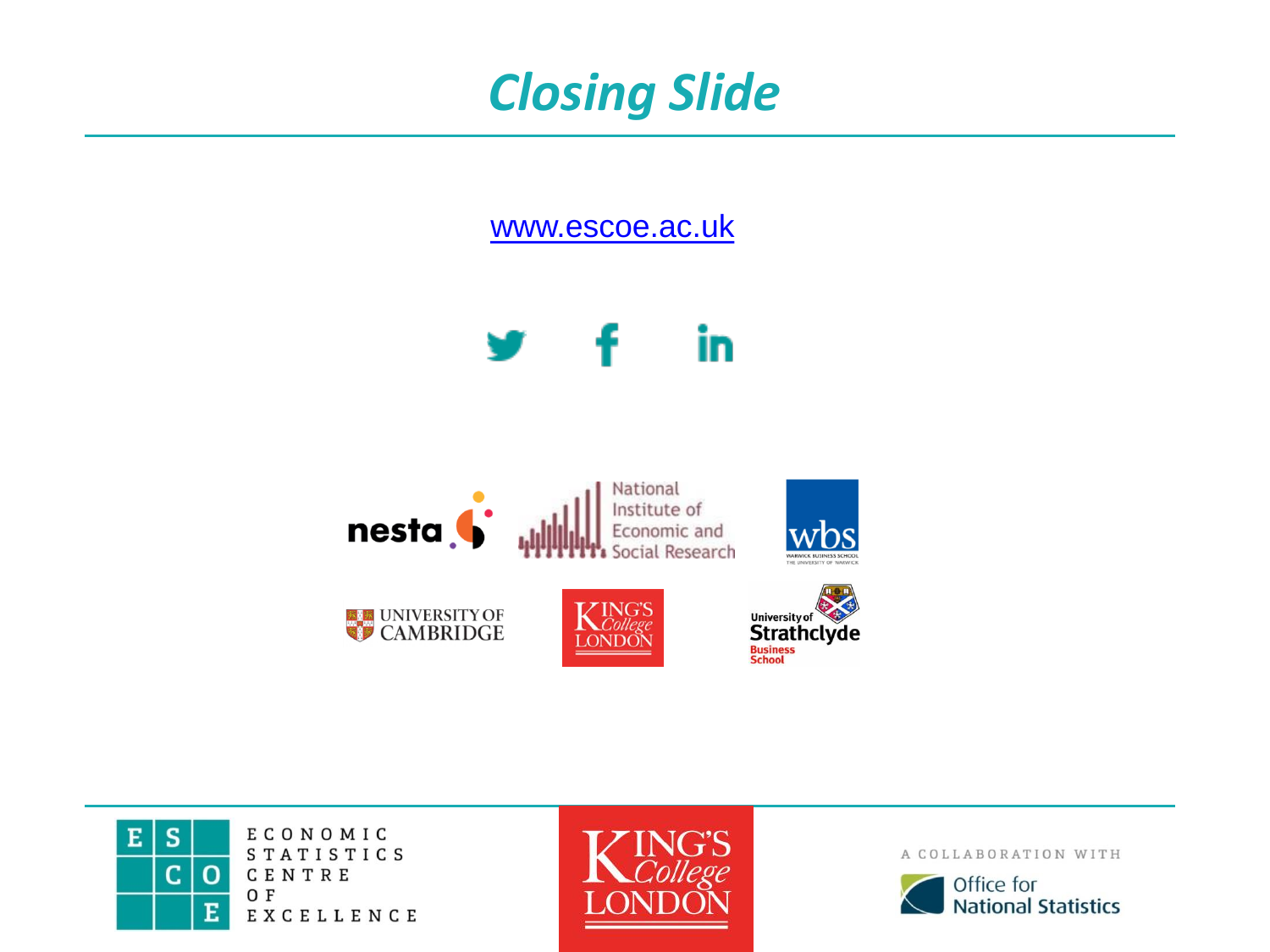# *Closing Slide*

www.escoe.ac.uk